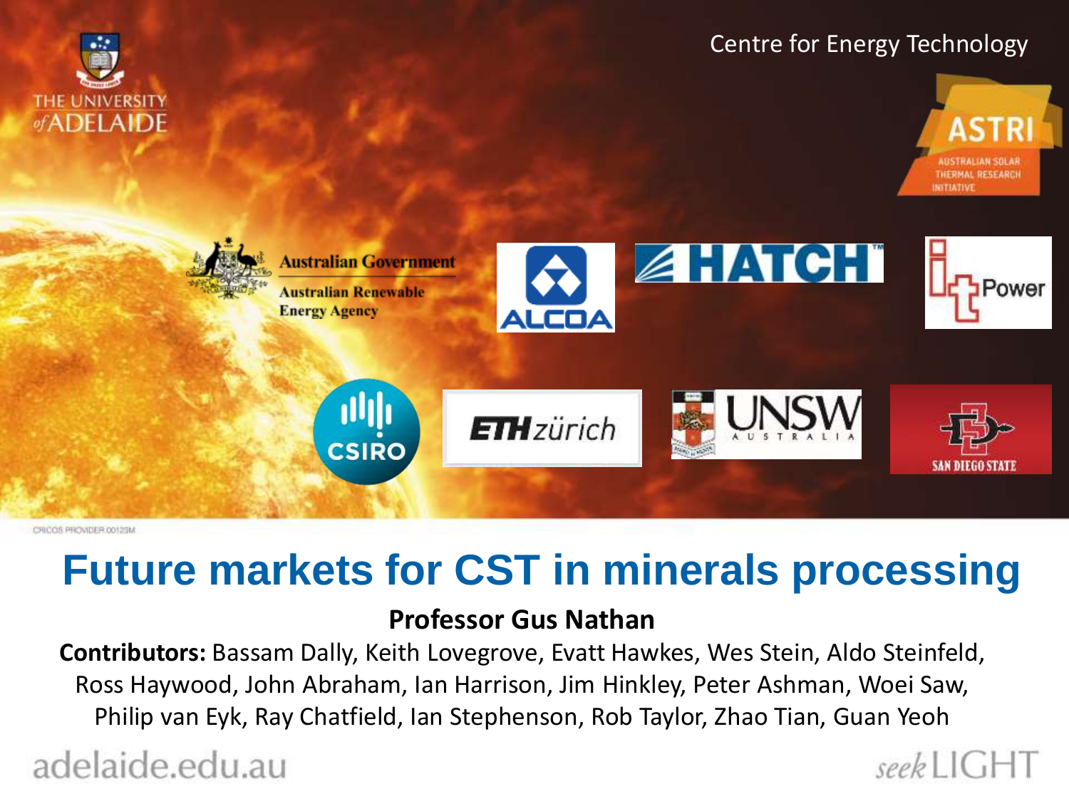Centre for Energy Technology

# Future markets for CST in minerals processing

**Professor Gus Nathan**

**Contributors:** Bassam Dally, Keith Lovegrove, Evatt Hawkes, Wes Stein, Aldo Steinfeld, Ross Haywood, John Abraham, Ian Harrison, Jim Hinkley, Peter Ashman, Woei Saw, Philip van Eyk, Ray Chatfield, Ian Stephenson, Rob Taylor, Zhao Tian, Guan Yeoh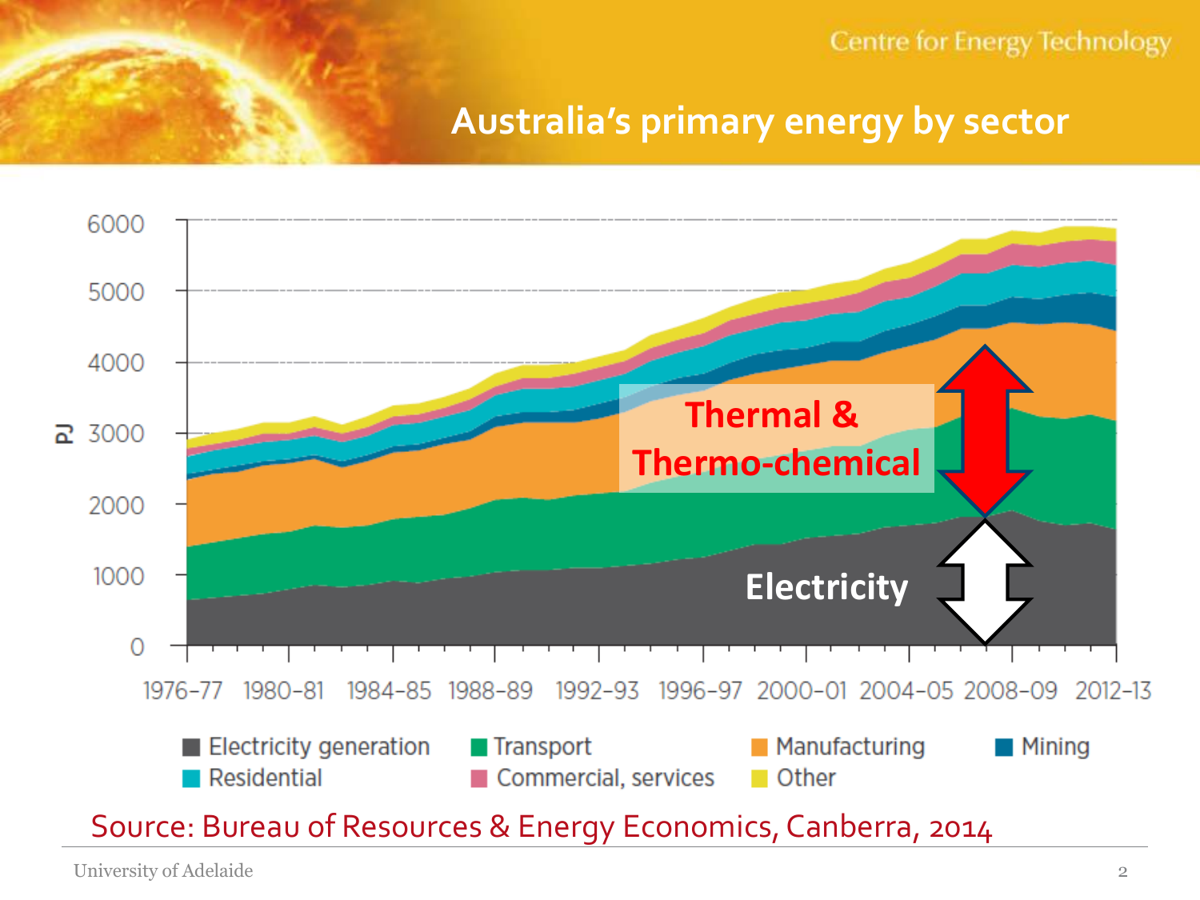## Australia's primary energy by sector

| | |
|---|---|
| PJ | 0, 1000, 2000, 3000, 4000, 5000, 6000 |
| Years | 1976–77, 1980–81, 1984–85, 1988–89, 1992–93, 1996–97, 2000–01, 2004–05, 2008–09, 2012–13 |

Thermal & Thermo-chemical

Electricity

■ Electricity generation ■ Transport ■ Manufacturing ■ Mining
■ Residential ■ Commercial, services ■ Other

Source: Bureau of Resources & Energy Economics, Canberra, 2014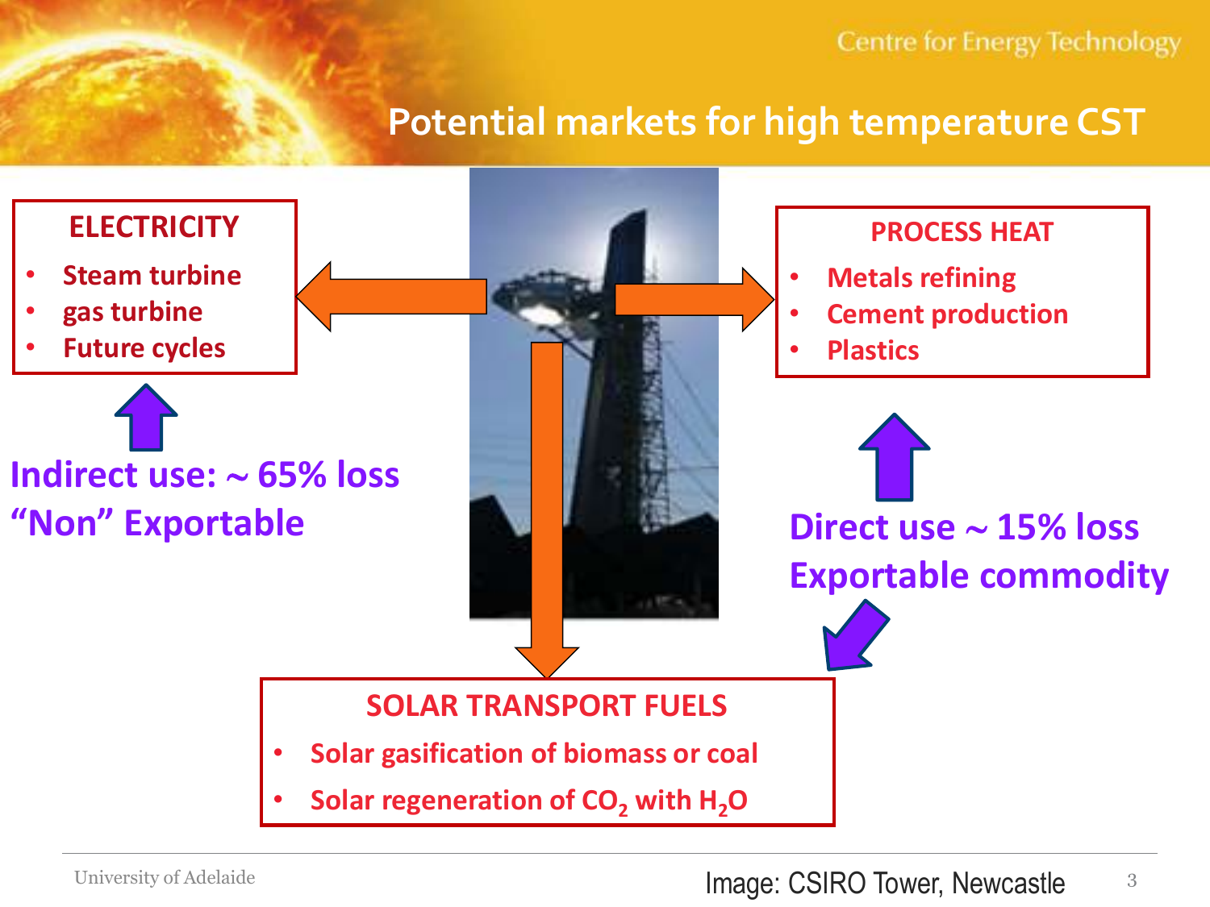# Potential markets for high temperature CST

## ELECTRICITY

- Steam turbine
- gas turbine
- Future cycles

**Indirect use: ~ 65% loss**
**“Non” Exportable**

## PROCESS HEAT

- Metals refining
- Cement production
- Plastics

**Direct use ~ 15% loss**
**Exportable commodity**

## SOLAR TRANSPORT FUELS

- Solar gasification of biomass or coal
- Solar regeneration of $CO_2$ with $H_2O$

Image: CSIRO Tower, Newcastle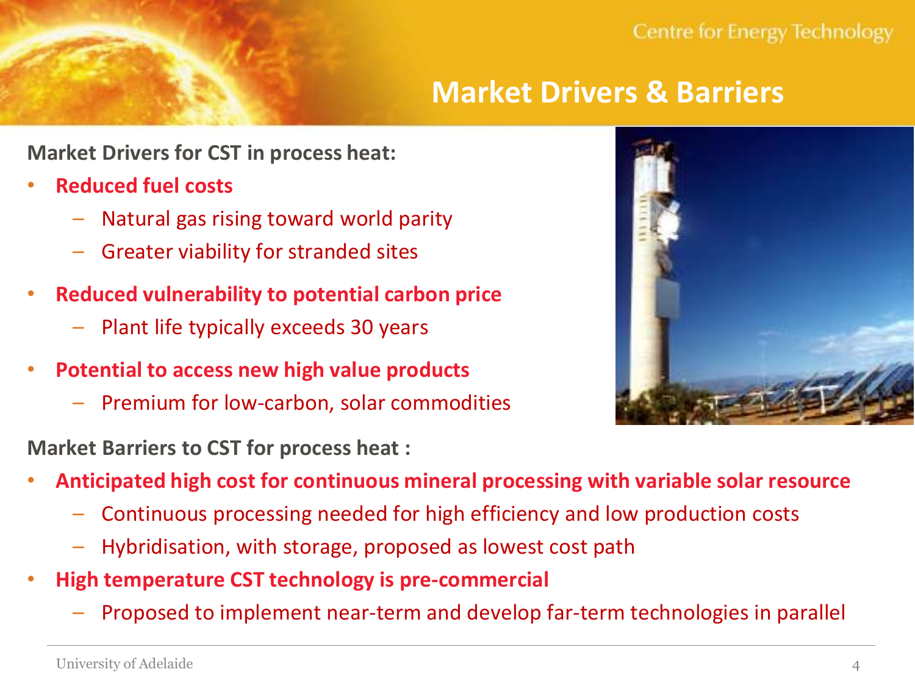# Market Drivers & Barriers

**Market Drivers for CST in process heat:**

- **Reduced fuel costs**
  - Natural gas rising toward world parity
  - Greater viability for stranded sites
- **Reduced vulnerability to potential carbon price**
  - Plant life typically exceeds 30 years
- **Potential to access new high value products**
  - Premium for low-carbon, solar commodities

**Market Barriers to CST for process heat :**

- **Anticipated high cost for continuous mineral processing with variable solar resource**
  - Continuous processing needed for high efficiency and low production costs
  - Hybridisation, with storage, proposed as lowest cost path
- **High temperature CST technology is pre-commercial**
  - Proposed to implement near-term and develop far-term technologies in parallel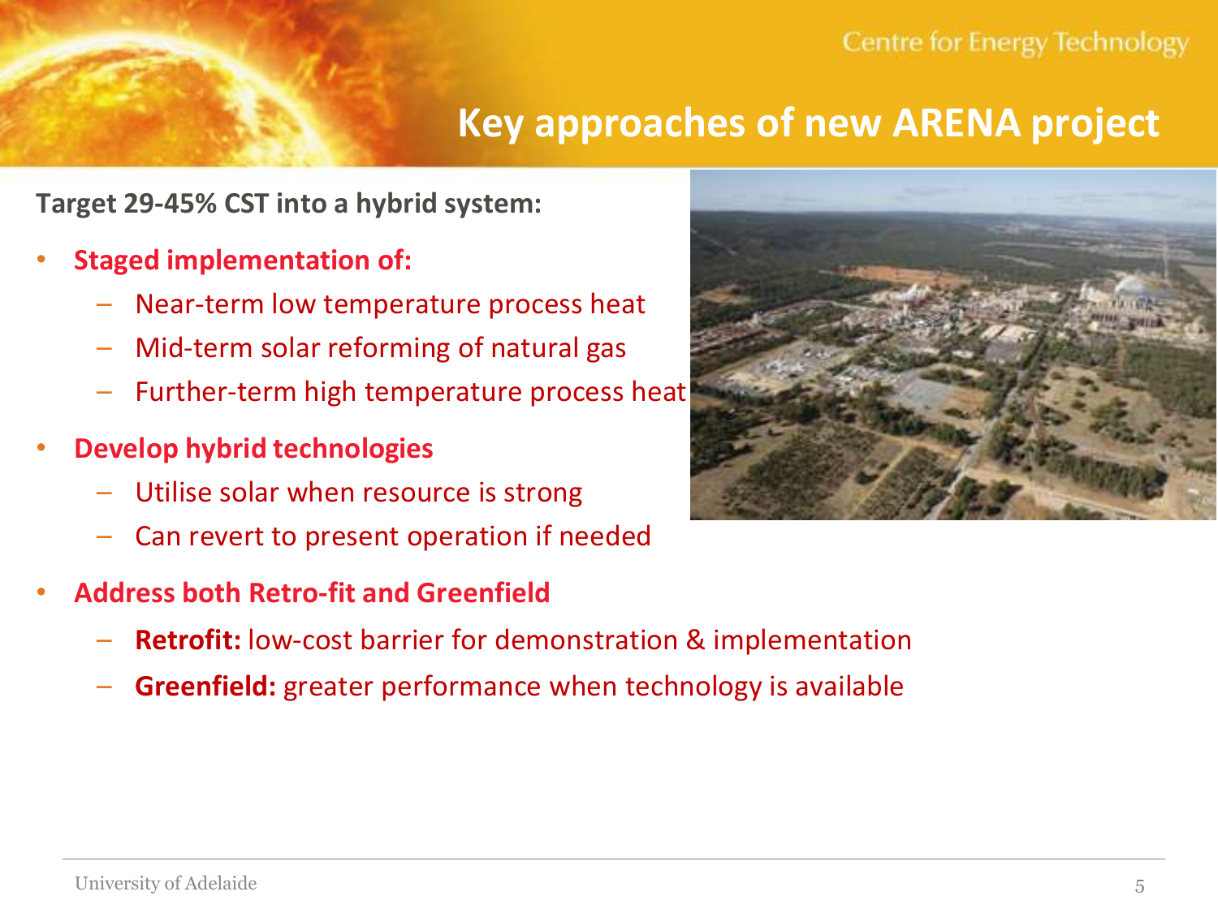# Key approaches of new ARENA project

**Target 29-45% CST into a hybrid system:**

- **Staged implementation of:**
  - Near-term low temperature process heat
  - Mid-term solar reforming of natural gas
  - Further-term high temperature process heat
- **Develop hybrid technologies**
  - Utilise solar when resource is strong
  - Can revert to present operation if needed
- **Address both Retro-fit and Greenfield**
  - **Retrofit:** low-cost barrier for demonstration & implementation
  - **Greenfield:** greater performance when technology is available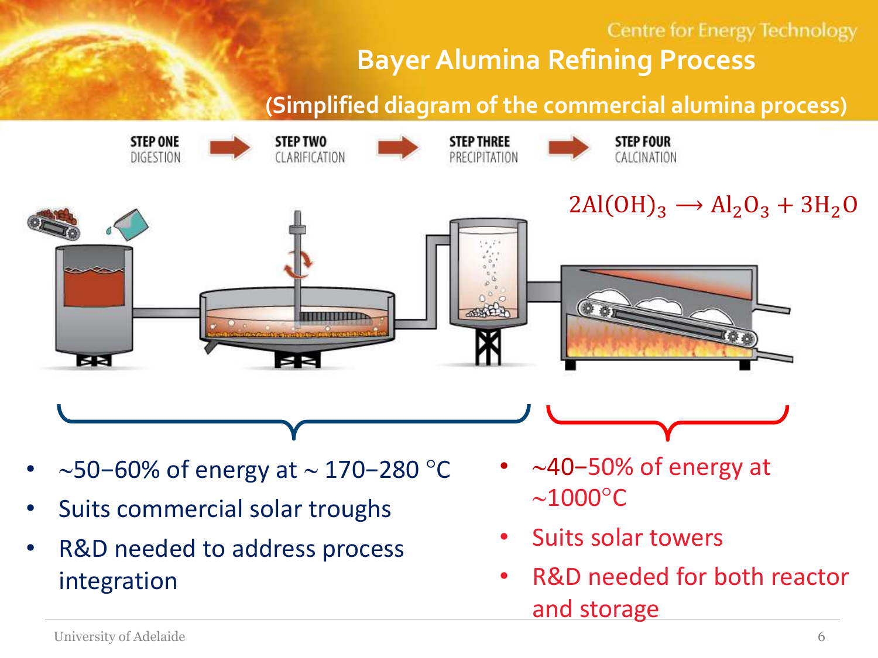## Bayer Alumina Refining Process

### (Simplified diagram of the commercial alumina process)

STEP ONE DIGESTION → STEP TWO CLARIFICATION → STEP THREE PRECIPITATION → STEP FOUR CALCINATION

$$2Al(OH)_3 \longrightarrow Al_2O_3 + 3H_2O$$

- ~50–60% of energy at ~ 170–280 °C
- Suits commercial solar troughs
- R&D needed to address process integration

- ~40–50% of energy at ~1000°C
- Suits solar towers
- R&D needed for both reactor and storage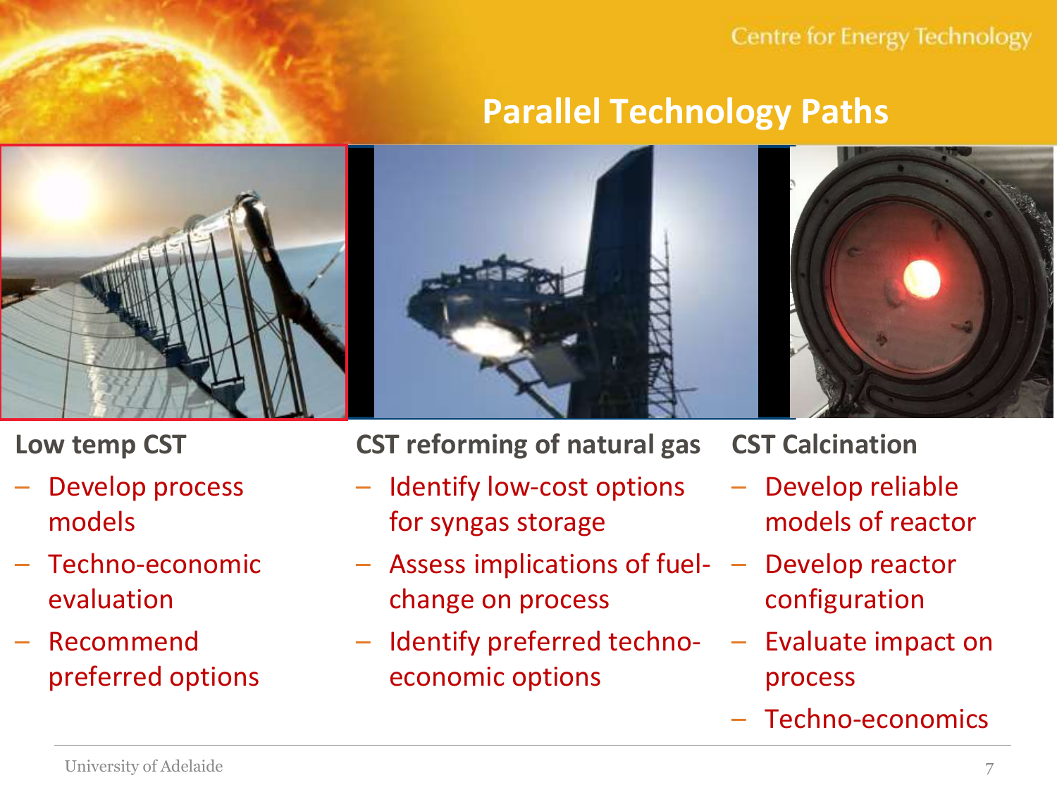# Parallel Technology Paths

**Low temp CST**

- Develop process models
- Techno-economic evaluation
- Recommend preferred options

**CST reforming of natural gas**

- Identify low-cost options for syngas storage
- Assess implications of fuel-change on process
- Identify preferred techno-economic options

**CST Calcination**

- Develop reliable models of reactor
- Develop reactor configuration
- Evaluate impact on process
- Techno-economics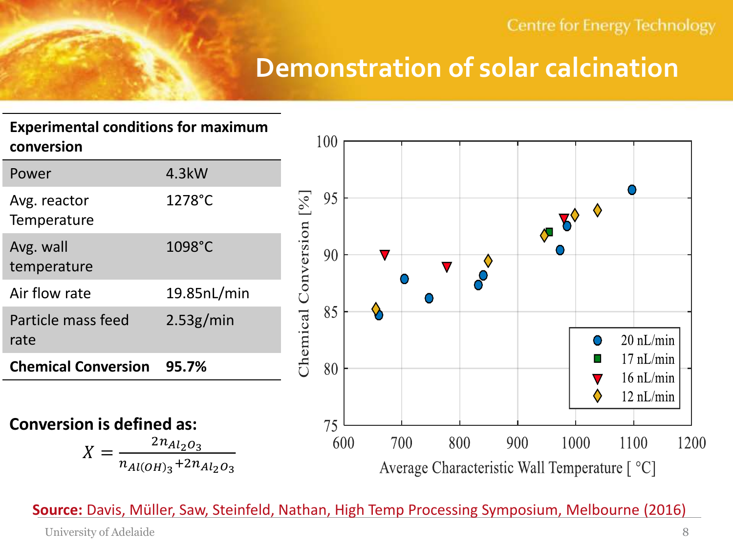# Demonstration of solar calcination

| Experimental conditions for maximum conversion | |
|---|---|
| Power | 4.3kW |
| Avg. reactor Temperature | 1278°C |
| Avg. wall temperature | 1098°C |
| Air flow rate | 19.85nL/min |
| Particle mass feed rate | 2.53g/min |
| **Chemical Conversion** | **95.7%** |

**Conversion is defined as:**

$$X = \frac{2n_{Al_2O_3}}{n_{Al(OH)_3} + 2n_{Al_2O_3}}$$

**Source:** Davis, Müller, Saw, Steinfeld, Nathan, High Temp Processing Symposium, Melbourne (2016)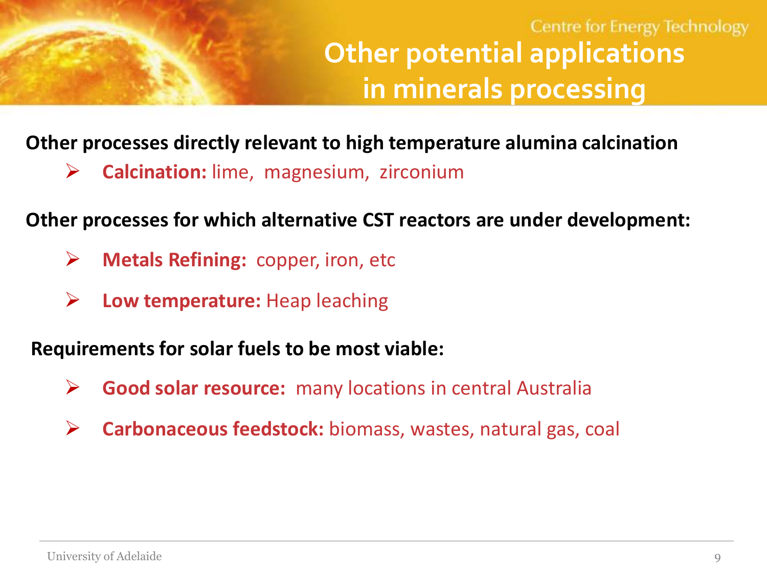# Other potential applications in minerals processing

**Other processes directly relevant to high temperature alumina calcination**

- **Calcination:** lime, magnesium, zirconium

**Other processes for which alternative CST reactors are under development:**

- **Metals Refining:** copper, iron, etc
- **Low temperature:** Heap leaching

**Requirements for solar fuels to be most viable:**

- **Good solar resource:** many locations in central Australia
- **Carbonaceous feedstock:** biomass, wastes, natural gas, coal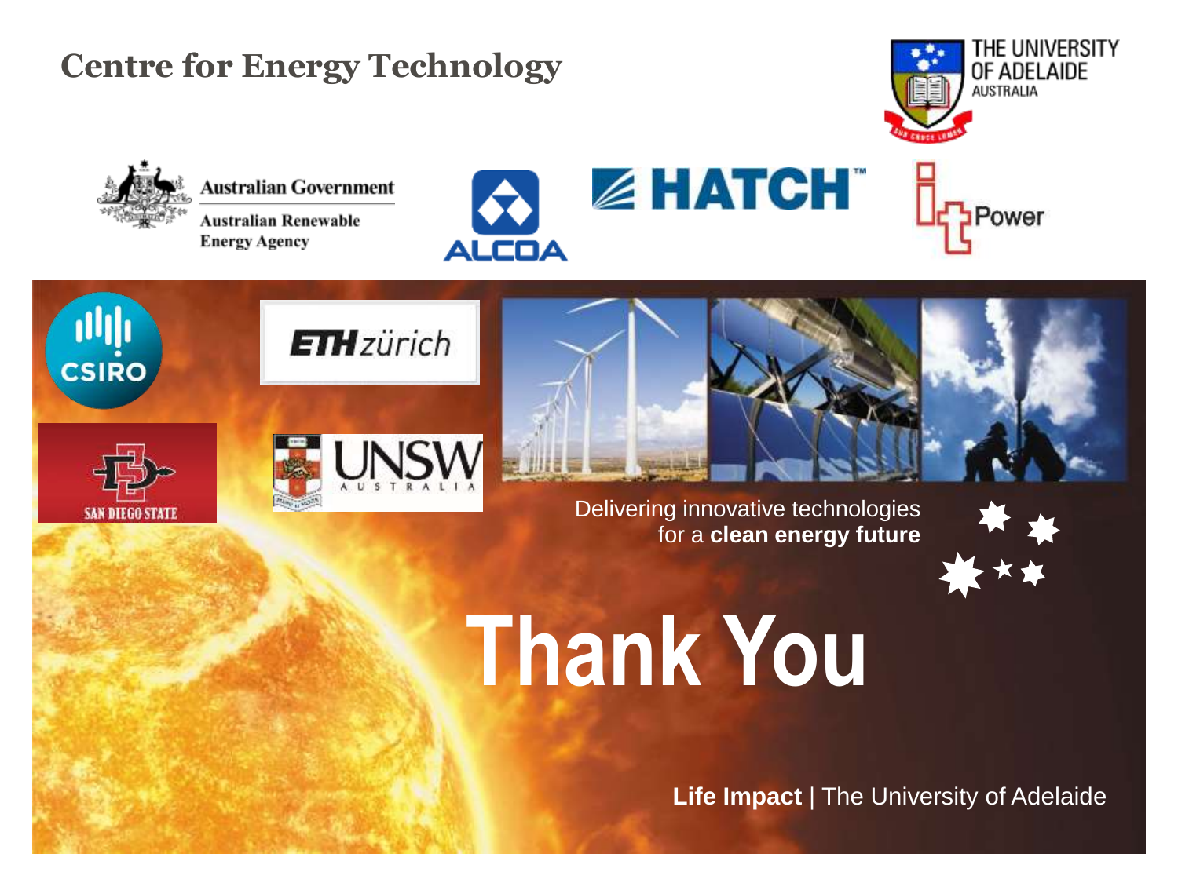# Centre for Energy Technology

Delivering innovative technologies for a **clean energy future**

# Thank You

**Life Impact** | The University of Adelaide